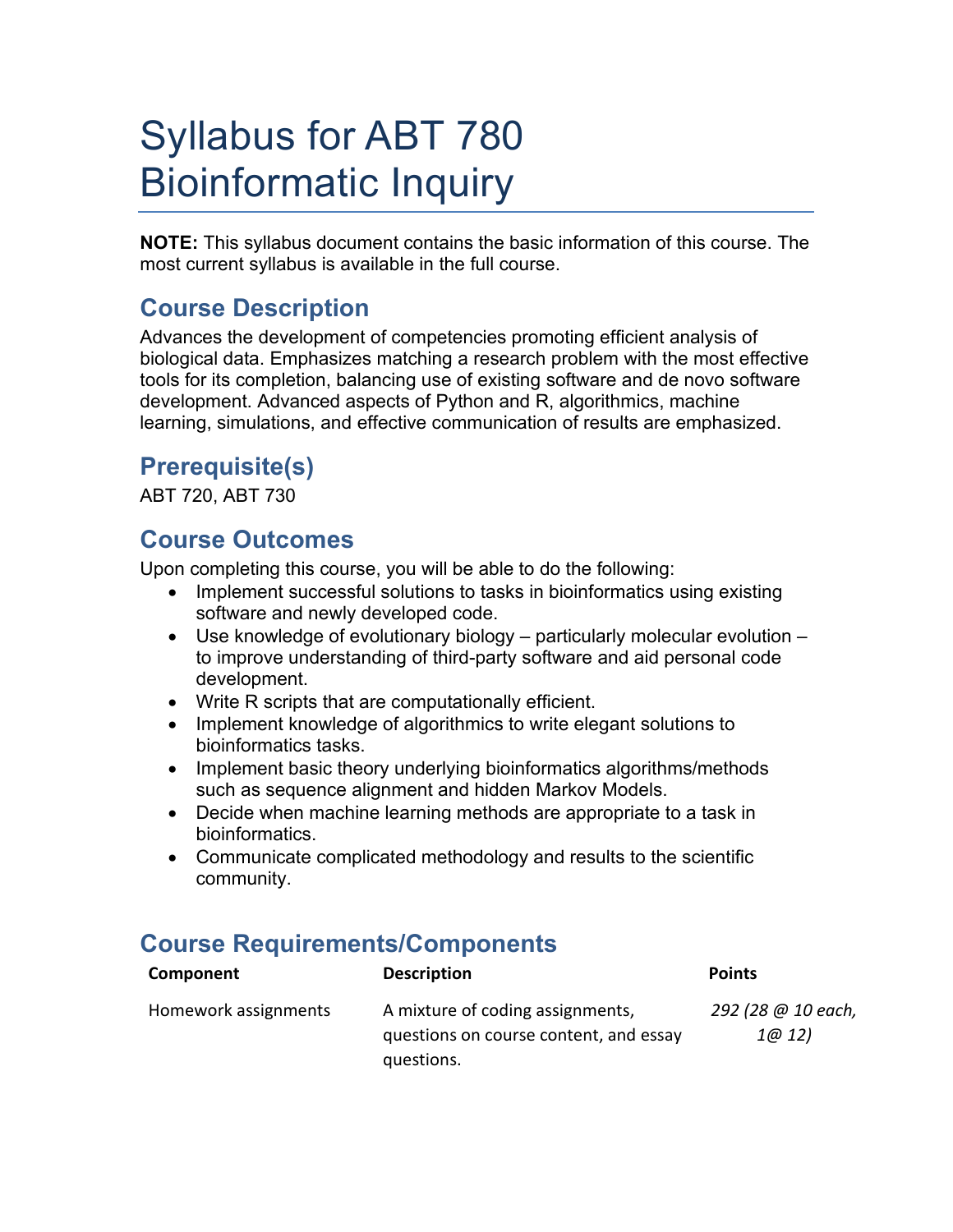# Syllabus for ABT 780 Bioinformatic Inquiry

**NOTE:** This syllabus document contains the basic information of this course. The most current syllabus is available in the full course.

## Course Description

Advances the development of competencies promoting efficient analysis of biological data. Emphasizes matching a research problem with the most effective tools for its completion, balancing use of existing software and de novo software development. Advanced aspects of Python and R, algorithmics, machine learning, simulations, and effective communication of results are emphasized.

## Prerequisite(s)

ABT 720, ABT 730

## Course Outcomes

Upon completing this course, you will be able to do the following:

- Implement successful solutions to tasks in bioinformatics using existing software and newly developed code.
- Use knowledge of evolutionary biology – particularly molecular evolution – to improve understanding of third-party software and aid personal code development.
- Write R scripts that are computationally efficient.
- Implement knowledge of algorithmics to write elegant solutions to bioinformatics tasks.
- Implement basic theory underlying bioinformatics algorithms/methods such as sequence alignment and hidden Markov Models.
- Decide when machine learning methods are appropriate to a task in bioinformatics.
- Communicate complicated methodology and results to the scientific community.

## Course Requirements/Components

| Component | Description | Points |
|---|---|---|
| Homework assignments | A mixture of coding assignments, questions on course content, and essay questions. | *292 (28 @ 10 each, 1@ 12)* |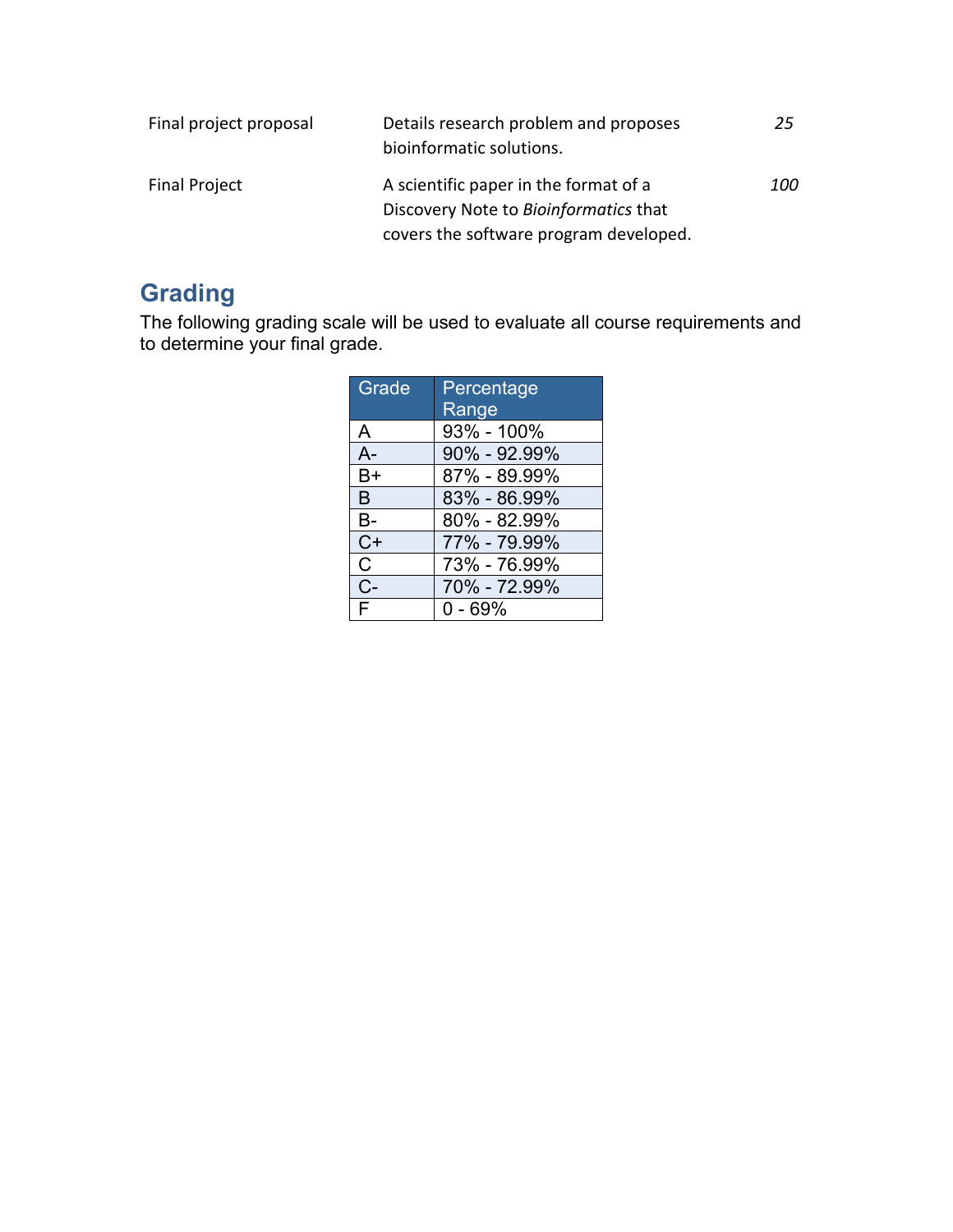| | | |
|---|---|---|
| Final project proposal | Details research problem and proposes bioinformatic solutions. | *25* |
| Final Project | A scientific paper in the format of a Discovery Note to *Bioinformatics* that covers the software program developed. | *100* |

## Grading

The following grading scale will be used to evaluate all course requirements and to determine your final grade.

| Grade | Percentage Range |
|---|---|
| A | 93% - 100% |
| A- | 90% - 92.99% |
| B+ | 87% - 89.99% |
| B | 83% - 86.99% |
| B- | 80% - 82.99% |
| C+ | 77% - 79.99% |
| C | 73% - 76.99% |
| C- | 70% - 72.99% |
| F | 0 - 69% |